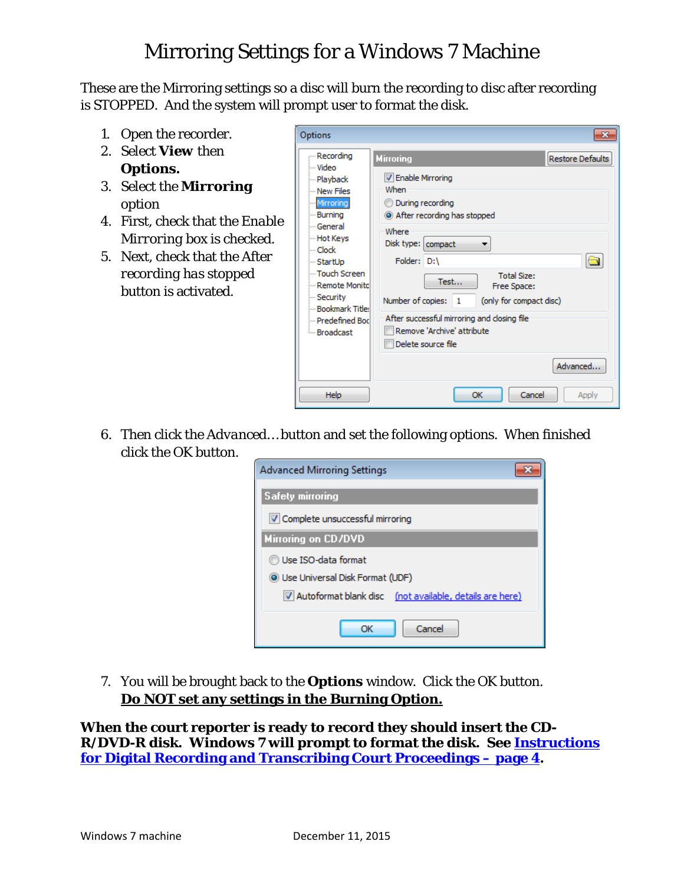# Mirroring Settings for a Windows 7 Machine

These are the Mirroring settings so a disc will burn the recording to disc after recording is STOPPED. And the system will prompt user to format the disk.

1. Open the recorder.
2. Select **View** then **Options.**
3. Select the **Mirroring** option
4. First, check that the Enable Mirroring box is checked.
5. Next, check that the After recording has stopped button is activated.
6. Then click the Advanced…button and set the following options. When finished click the OK button.
7. You will be brought back to the **Options** window. Click the OK button. **Do NOT set any settings in the Burning Option.**

**When the court reporter is ready to record they should insert the CD-R/DVD-R disk. Windows 7 will prompt to format the disk. See Instructions for Digital Recording and Transcribing Court Proceedings – page 4.**

Windows 7 machine December 11, 2015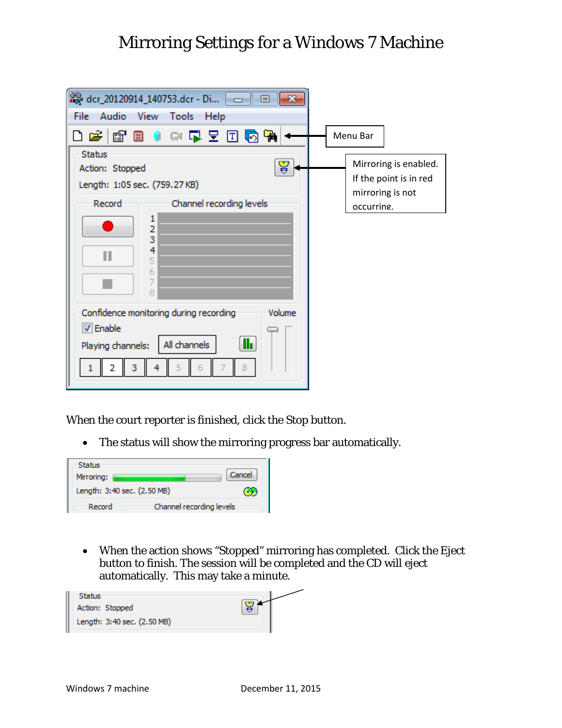# Mirroring Settings for a Windows 7 Machine

Menu Bar

Mirroring is enabled. If the point is in red mirroring is not occurring.

When the court reporter is finished, click the Stop button.

- The status will show the mirroring progress bar automatically.

- When the action shows "Stopped" mirroring has completed. Click the Eject button to finish. The session will be completed and the CD will eject automatically. This may take a minute.

Windows 7 machine December 11, 2015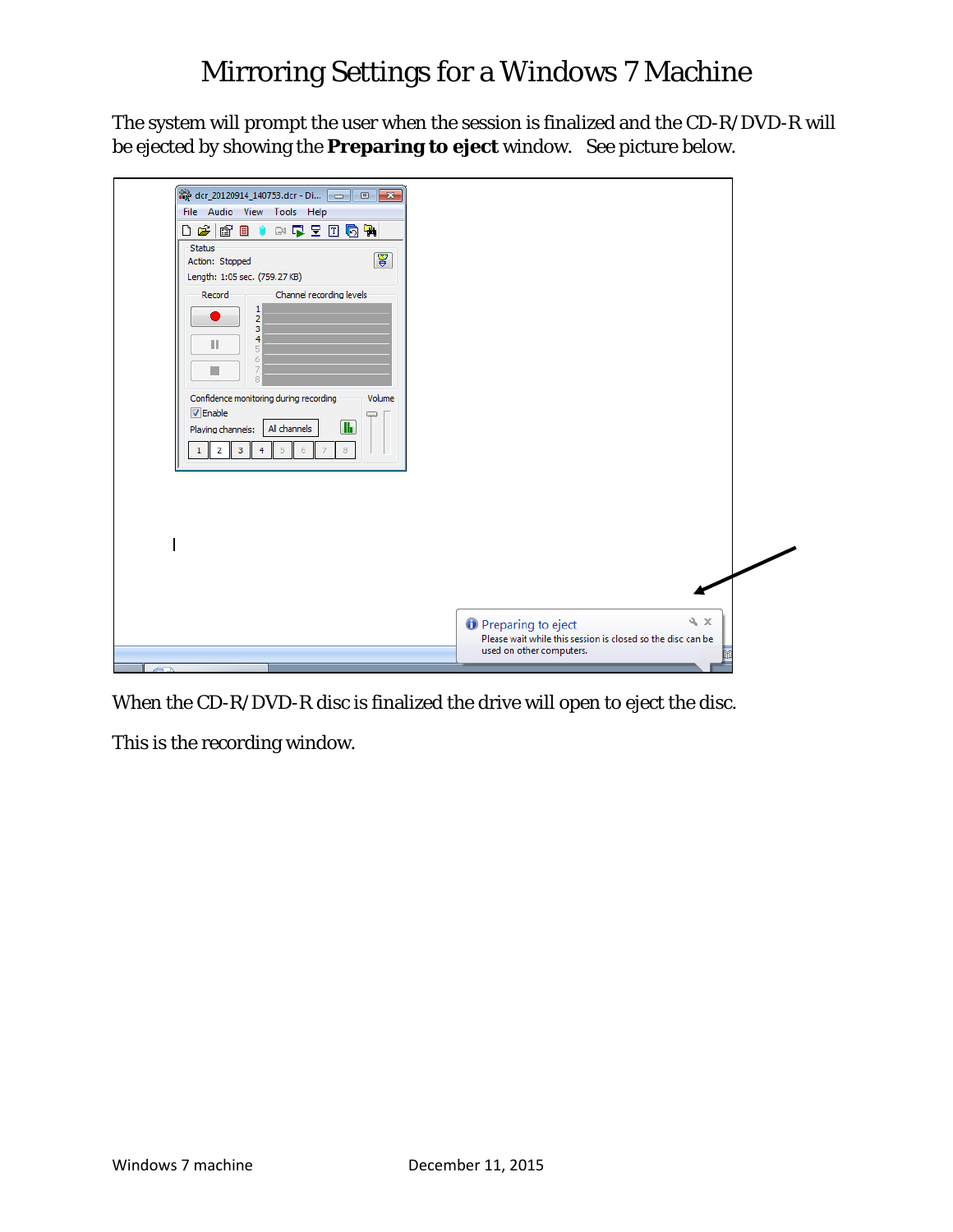# Mirroring Settings for a Windows 7 Machine

The system will prompt the user when the session is finalized and the CD-R/DVD-R will be ejected by showing the **Preparing to eject** window. See picture below.

When the CD-R/DVD-R disc is finalized the drive will open to eject the disc.

This is the recording window.